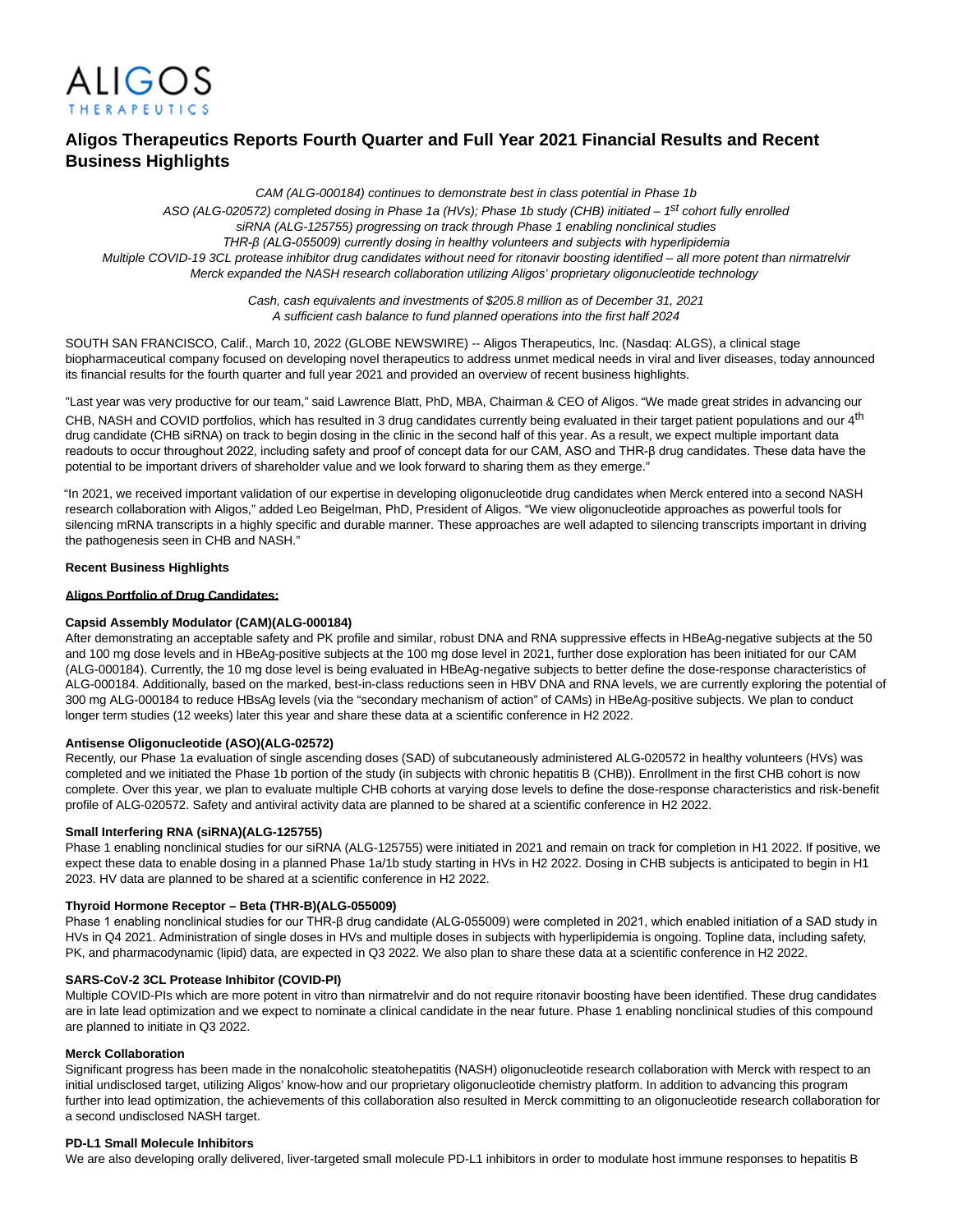ALIGOS THERAPEUTICS

# Aligos Therapeutics Reports Fourth Quarter and Full Year 2021 Financial Results and Recent Business Highlights

*CAM (ALG-000184) continues to demonstrate best in class potential in Phase 1b*
*ASO (ALG-020572) completed dosing in Phase 1a (HVs); Phase 1b study (CHB) initiated – 1st cohort fully enrolled*
*siRNA (ALG-125755) progressing on track through Phase 1 enabling nonclinical studies*
*THR-β (ALG-055009) currently dosing in healthy volunteers and subjects with hyperlipidemia*
*Multiple COVID-19 3CL protease inhibitor drug candidates without need for ritonavir boosting identified – all more potent than nirmatrelvir*
*Merck expanded the NASH research collaboration utilizing Aligos' proprietary oligonucleotide technology*

*Cash, cash equivalents and investments of $205.8 million as of December 31, 2021*
*A sufficient cash balance to fund planned operations into the first half 2024*

SOUTH SAN FRANCISCO, Calif., March 10, 2022 (GLOBE NEWSWIRE) -- Aligos Therapeutics, Inc. (Nasdaq: ALGS), a clinical stage biopharmaceutical company focused on developing novel therapeutics to address unmet medical needs in viral and liver diseases, today announced its financial results for the fourth quarter and full year 2021 and provided an overview of recent business highlights.

"Last year was very productive for our team," said Lawrence Blatt, PhD, MBA, Chairman & CEO of Aligos. "We made great strides in advancing our CHB, NASH and COVID portfolios, which has resulted in 3 drug candidates currently being evaluated in their target patient populations and our 4th drug candidate (CHB siRNA) on track to begin dosing in the clinic in the second half of this year. As a result, we expect multiple important data readouts to occur throughout 2022, including safety and proof of concept data for our CAM, ASO and THR-β drug candidates. These data have the potential to be important drivers of shareholder value and we look forward to sharing them as they emerge."

"In 2021, we received important validation of our expertise in developing oligonucleotide drug candidates when Merck entered into a second NASH research collaboration with Aligos," added Leo Beigelman, PhD, President of Aligos. "We view oligonucleotide approaches as powerful tools for silencing mRNA transcripts in a highly specific and durable manner. These approaches are well adapted to silencing transcripts important in driving the pathogenesis seen in CHB and NASH."

**Recent Business Highlights**

**Aligos Portfolio of Drug Candidates:**

**Capsid Assembly Modulator (CAM)(ALG-000184)**
After demonstrating an acceptable safety and PK profile and similar, robust DNA and RNA suppressive effects in HBeAg-negative subjects at the 50 and 100 mg dose levels and in HBeAg-positive subjects at the 100 mg dose level in 2021, further dose exploration has been initiated for our CAM (ALG-000184). Currently, the 10 mg dose level is being evaluated in HBeAg-negative subjects to better define the dose-response characteristics of ALG-000184. Additionally, based on the marked, best-in-class reductions seen in HBV DNA and RNA levels, we are currently exploring the potential of 300 mg ALG-000184 to reduce HBsAg levels (via the "secondary mechanism of action" of CAMs) in HBeAg-positive subjects. We plan to conduct longer term studies (12 weeks) later this year and share these data at a scientific conference in H2 2022.

**Antisense Oligonucleotide (ASO)(ALG-02572)**
Recently, our Phase 1a evaluation of single ascending doses (SAD) of subcutaneously administered ALG-020572 in healthy volunteers (HVs) was completed and we initiated the Phase 1b portion of the study (in subjects with chronic hepatitis B (CHB)). Enrollment in the first CHB cohort is now complete. Over this year, we plan to evaluate multiple CHB cohorts at varying dose levels to define the dose-response characteristics and risk-benefit profile of ALG-020572. Safety and antiviral activity data are planned to be shared at a scientific conference in H2 2022.

**Small Interfering RNA (siRNA)(ALG-125755)**
Phase 1 enabling nonclinical studies for our siRNA (ALG-125755) were initiated in 2021 and remain on track for completion in H1 2022. If positive, we expect these data to enable dosing in a planned Phase 1a/1b study starting in HVs in H2 2022. Dosing in CHB subjects is anticipated to begin in H1 2023. HV data are planned to be shared at a scientific conference in H2 2022.

**Thyroid Hormone Receptor – Beta (THR-B)(ALG-055009)**
Phase 1 enabling nonclinical studies for our THR-β drug candidate (ALG-055009) were completed in 2021, which enabled initiation of a SAD study in HVs in Q4 2021. Administration of single doses in HVs and multiple doses in subjects with hyperlipidemia is ongoing. Topline data, including safety, PK, and pharmacodynamic (lipid) data, are expected in Q3 2022. We also plan to share these data at a scientific conference in H2 2022.

**SARS-CoV-2 3CL Protease Inhibitor (COVID-PI)**
Multiple COVID-PIs which are more potent in vitro than nirmatrelvir and do not require ritonavir boosting have been identified. These drug candidates are in late lead optimization and we expect to nominate a clinical candidate in the near future. Phase 1 enabling nonclinical studies of this compound are planned to initiate in Q3 2022.

**Merck Collaboration**
Significant progress has been made in the nonalcoholic steatohepatitis (NASH) oligonucleotide research collaboration with Merck with respect to an initial undisclosed target, utilizing Aligos' know-how and our proprietary oligonucleotide chemistry platform. In addition to advancing this program further into lead optimization, the achievements of this collaboration also resulted in Merck committing to an oligonucleotide research collaboration for a second undisclosed NASH target.

**PD-L1 Small Molecule Inhibitors**
We are also developing orally delivered, liver-targeted small molecule PD-L1 inhibitors in order to modulate host immune responses to hepatitis B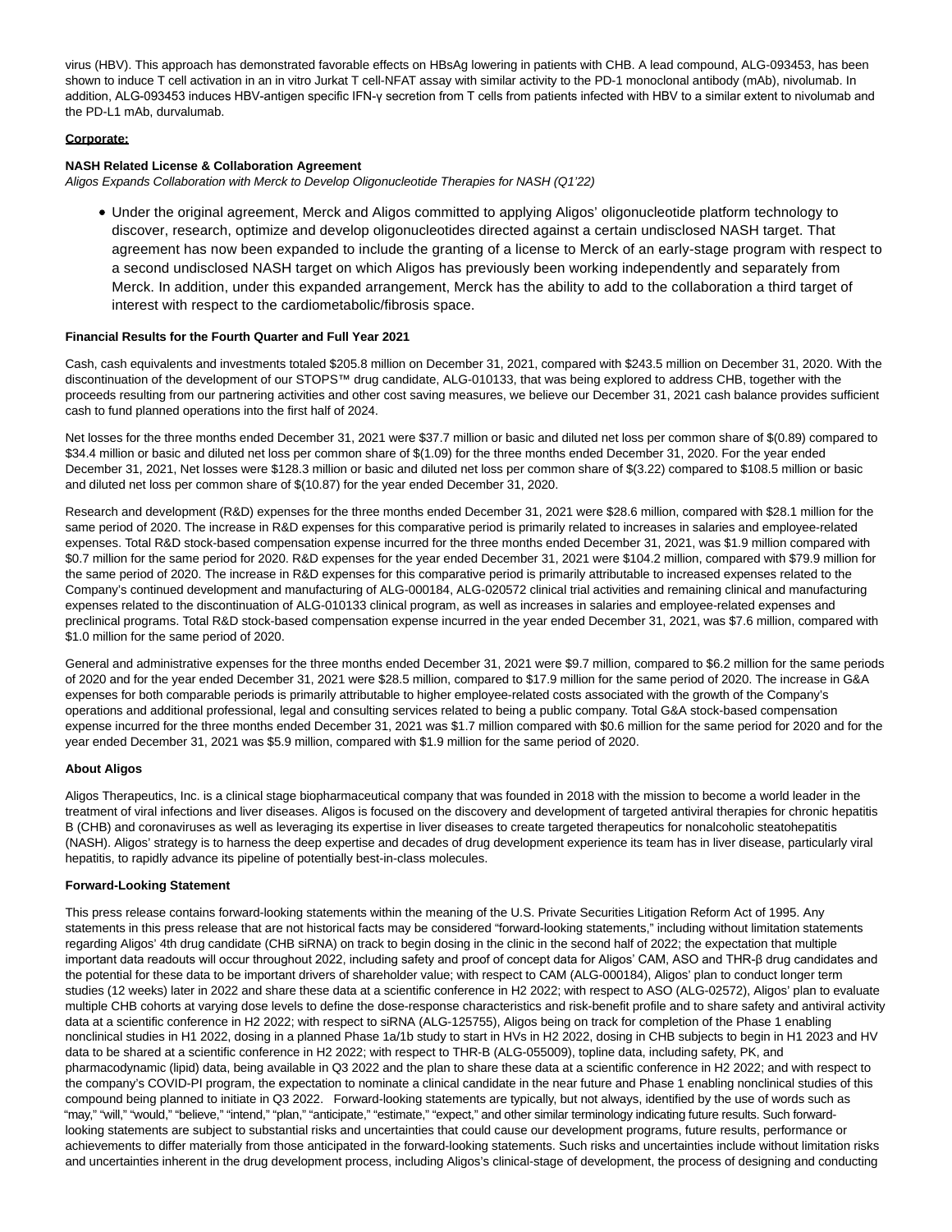virus (HBV). This approach has demonstrated favorable effects on HBsAg lowering in patients with CHB. A lead compound, ALG-093453, has been shown to induce T cell activation in an in vitro Jurkat T cell-NFAT assay with similar activity to the PD-1 monoclonal antibody (mAb), nivolumab. In addition, ALG-093453 induces HBV-antigen specific IFN-γ secretion from T cells from patients infected with HBV to a similar extent to nivolumab and the PD-L1 mAb, durvalumab.

**Corporate:**

**NASH Related License & Collaboration Agreement**

*Aligos Expands Collaboration with Merck to Develop Oligonucleotide Therapies for NASH (Q1'22)*

- Under the original agreement, Merck and Aligos committed to applying Aligos' oligonucleotide platform technology to discover, research, optimize and develop oligonucleotides directed against a certain undisclosed NASH target. That agreement has now been expanded to include the granting of a license to Merck of an early-stage program with respect to a second undisclosed NASH target on which Aligos has previously been working independently and separately from Merck. In addition, under this expanded arrangement, Merck has the ability to add to the collaboration a third target of interest with respect to the cardiometabolic/fibrosis space.

**Financial Results for the Fourth Quarter and Full Year 2021**

Cash, cash equivalents and investments totaled $205.8 million on December 31, 2021, compared with $243.5 million on December 31, 2020. With the discontinuation of the development of our STOPS™ drug candidate, ALG-010133, that was being explored to address CHB, together with the proceeds resulting from our partnering activities and other cost saving measures, we believe our December 31, 2021 cash balance provides sufficient cash to fund planned operations into the first half of 2024.

Net losses for the three months ended December 31, 2021 were $37.7 million or basic and diluted net loss per common share of $(0.89) compared to $34.4 million or basic and diluted net loss per common share of $(1.09) for the three months ended December 31, 2020. For the year ended December 31, 2021, Net losses were $128.3 million or basic and diluted net loss per common share of $(3.22) compared to $108.5 million or basic and diluted net loss per common share of $(10.87) for the year ended December 31, 2020.

Research and development (R&D) expenses for the three months ended December 31, 2021 were $28.6 million, compared with $28.1 million for the same period of 2020. The increase in R&D expenses for this comparative period is primarily related to increases in salaries and employee-related expenses. Total R&D stock-based compensation expense incurred for the three months ended December 31, 2021, was $1.9 million compared with $0.7 million for the same period for 2020. R&D expenses for the year ended December 31, 2021 were $104.2 million, compared with $79.9 million for the same period of 2020. The increase in R&D expenses for this comparative period is primarily attributable to increased expenses related to the Company's continued development and manufacturing of ALG-000184, ALG-020572 clinical trial activities and remaining clinical and manufacturing expenses related to the discontinuation of ALG-010133 clinical program, as well as increases in salaries and employee-related expenses and preclinical programs. Total R&D stock-based compensation expense incurred in the year ended December 31, 2021, was $7.6 million, compared with $1.0 million for the same period of 2020.

General and administrative expenses for the three months ended December 31, 2021 were $9.7 million, compared to $6.2 million for the same periods of 2020 and for the year ended December 31, 2021 were $28.5 million, compared to $17.9 million for the same period of 2020. The increase in G&A expenses for both comparable periods is primarily attributable to higher employee-related costs associated with the growth of the Company's operations and additional professional, legal and consulting services related to being a public company. Total G&A stock-based compensation expense incurred for the three months ended December 31, 2021 was $1.7 million compared with $0.6 million for the same period for 2020 and for the year ended December 31, 2021 was $5.9 million, compared with $1.9 million for the same period of 2020.

**About Aligos**

Aligos Therapeutics, Inc. is a clinical stage biopharmaceutical company that was founded in 2018 with the mission to become a world leader in the treatment of viral infections and liver diseases. Aligos is focused on the discovery and development of targeted antiviral therapies for chronic hepatitis B (CHB) and coronaviruses as well as leveraging its expertise in liver diseases to create targeted therapeutics for nonalcoholic steatohepatitis (NASH). Aligos' strategy is to harness the deep expertise and decades of drug development experience its team has in liver disease, particularly viral hepatitis, to rapidly advance its pipeline of potentially best-in-class molecules.

**Forward-Looking Statement**

This press release contains forward-looking statements within the meaning of the U.S. Private Securities Litigation Reform Act of 1995. Any statements in this press release that are not historical facts may be considered "forward-looking statements," including without limitation statements regarding Aligos' 4th drug candidate (CHB siRNA) on track to begin dosing in the clinic in the second half of 2022; the expectation that multiple important data readouts will occur throughout 2022, including safety and proof of concept data for Aligos' CAM, ASO and THR-β drug candidates and the potential for these data to be important drivers of shareholder value; with respect to CAM (ALG-000184), Aligos' plan to conduct longer term studies (12 weeks) later in 2022 and share these data at a scientific conference in H2 2022; with respect to ASO (ALG-02572), Aligos' plan to evaluate multiple CHB cohorts at varying dose levels to define the dose-response characteristics and risk-benefit profile and to share safety and antiviral activity data at a scientific conference in H2 2022; with respect to siRNA (ALG-125755), Aligos being on track for completion of the Phase 1 enabling nonclinical studies in H1 2022, dosing in a planned Phase 1a/1b study to start in HVs in H2 2022, dosing in CHB subjects to begin in H1 2023 and HV data to be shared at a scientific conference in H2 2022; with respect to THR-B (ALG-055009), topline data, including safety, PK, and pharmacodynamic (lipid) data, being available in Q3 2022 and the plan to share these data at a scientific conference in H2 2022; and with respect to the company's COVID-PI program, the expectation to nominate a clinical candidate in the near future and Phase 1 enabling nonclinical studies of this compound being planned to initiate in Q3 2022. Forward-looking statements are typically, but not always, identified by the use of words such as "may," "will," "would," "believe," "intend," "plan," "anticipate," "estimate," "expect," and other similar terminology indicating future results. Such forward-looking statements are subject to substantial risks and uncertainties that could cause our development programs, future results, performance or achievements to differ materially from those anticipated in the forward-looking statements. Such risks and uncertainties include without limitation risks and uncertainties inherent in the drug development process, including Aligos's clinical-stage of development, the process of designing and conducting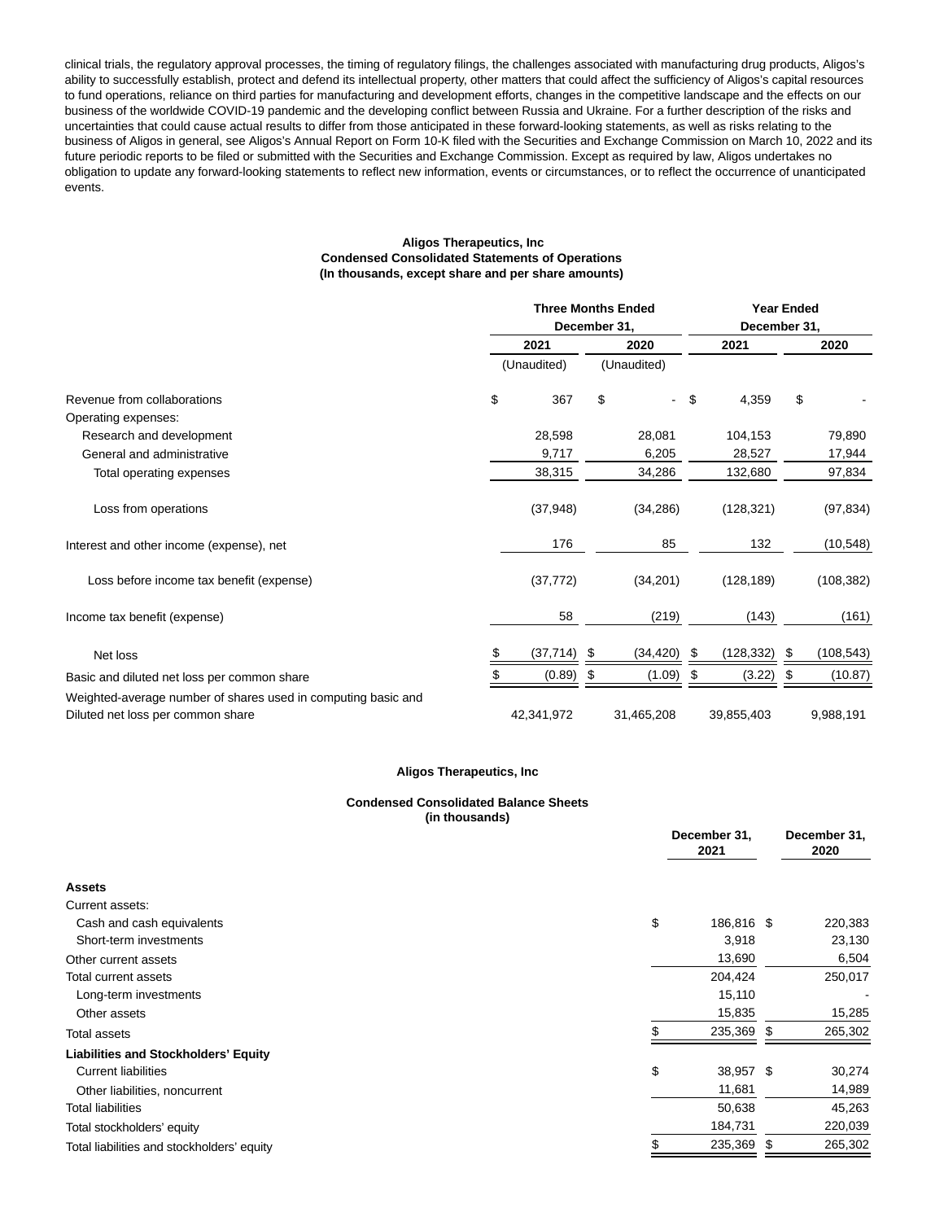clinical trials, the regulatory approval processes, the timing of regulatory filings, the challenges associated with manufacturing drug products, Aligos's ability to successfully establish, protect and defend its intellectual property, other matters that could affect the sufficiency of Aligos's capital resources to fund operations, reliance on third parties for manufacturing and development efforts, changes in the competitive landscape and the effects on our business of the worldwide COVID-19 pandemic and the developing conflict between Russia and Ukraine. For a further description of the risks and uncertainties that could cause actual results to differ from those anticipated in these forward-looking statements, as well as risks relating to the business of Aligos in general, see Aligos's Annual Report on Form 10-K filed with the Securities and Exchange Commission on March 10, 2022 and its future periodic reports to be filed or submitted with the Securities and Exchange Commission. Except as required by law, Aligos undertakes no obligation to update any forward-looking statements to reflect new information, events or circumstances, or to reflect the occurrence of unanticipated events.

**Aligos Therapeutics, Inc**
**Condensed Consolidated Statements of Operations**
**(In thousands, except share and per share amounts)**

| | Three Months Ended December 31, | | Year Ended December 31, | |
|---|---|---|---|---|
| | 2021 | 2020 | 2021 | 2020 |
| | (Unaudited) | (Unaudited) | | |
| Revenue from collaborations | $ 367 | $ - | $ 4,359 | $ - |
| Operating expenses: | | | | |
| Research and development | 28,598 | 28,081 | 104,153 | 79,890 |
| General and administrative | 9,717 | 6,205 | 28,527 | 17,944 |
| Total operating expenses | 38,315 | 34,286 | 132,680 | 97,834 |
| Loss from operations | (37,948) | (34,286) | (128,321) | (97,834) |
| Interest and other income (expense), net | 176 | 85 | 132 | (10,548) |
| Loss before income tax benefit (expense) | (37,772) | (34,201) | (128,189) | (108,382) |
| Income tax benefit (expense) | 58 | (219) | (143) | (161) |
| Net loss | $ (37,714) | $ (34,420) | $ (128,332) | $ (108,543) |
| Basic and diluted net loss per common share | $ (0.89) | $ (1.09) | $ (3.22) | $ (10.87) |
| Weighted-average number of shares used in computing basic and Diluted net loss per common share | 42,341,972 | 31,465,208 | 39,855,403 | 9,988,191 |

**Aligos Therapeutics, Inc**

**Condensed Consolidated Balance Sheets**
**(in thousands)**

| | December 31, 2021 | December 31, 2020 |
|---|---|---|
| **Assets** | | |
| Current assets: | | |
| Cash and cash equivalents | $ 186,816 | $ 220,383 |
| Short-term investments | 3,918 | 23,130 |
| Other current assets | 13,690 | 6,504 |
| Total current assets | 204,424 | 250,017 |
| Long-term investments | 15,110 | - |
| Other assets | 15,835 | 15,285 |
| Total assets | $ 235,369 | $ 265,302 |
| **Liabilities and Stockholders' Equity** | | |
| Current liabilities | $ 38,957 | $ 30,274 |
| Other liabilities, noncurrent | 11,681 | 14,989 |
| Total liabilities | 50,638 | 45,263 |
| Total stockholders' equity | 184,731 | 220,039 |
| Total liabilities and stockholders' equity | $ 235,369 | $ 265,302 |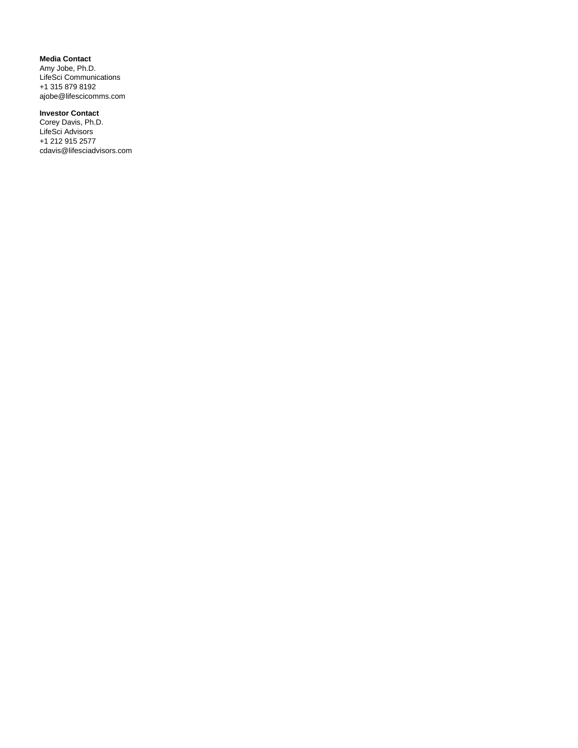**Media Contact**
Amy Jobe, Ph.D.
LifeSci Communications
+1 315 879 8192
ajobe@lifescicomms.com

**Investor Contact**
Corey Davis, Ph.D.
LifeSci Advisors
+1 212 915 2577
cdavis@lifesciadvisors.com